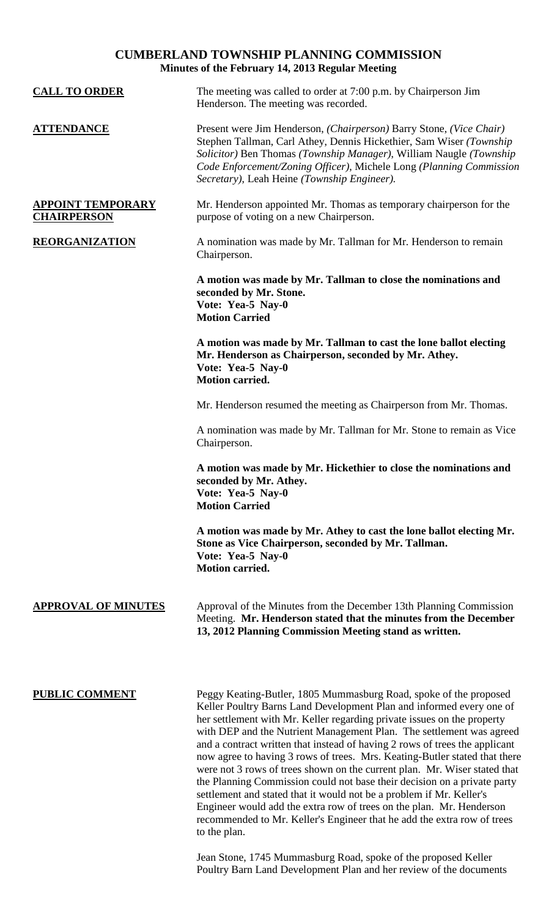# CUMBERLAND TOWNSHIP PLANNING COMMISSION
## Minutes of the February 14, 2013 Regular Meeting

**CALL TO ORDER**

The meeting was called to order at 7:00 p.m. by Chairperson Jim Henderson. The meeting was recorded.

**ATTENDANCE**

Present were Jim Henderson, *(Chairperson)* Barry Stone, *(Vice Chair)* Stephen Tallman, Carl Athey, Dennis Hickethier, Sam Wiser *(Township Solicitor)* Ben Thomas *(Township Manager)*, William Naugle *(Township Code Enforcement/Zoning Officer)*, Michele Long *(Planning Commission Secretary)*, Leah Heine *(Township Engineer)*.

**APPOINT TEMPORARY CHAIRPERSON**

Mr. Henderson appointed Mr. Thomas as temporary chairperson for the purpose of voting on a new Chairperson.

**REORGANIZATION**

A nomination was made by Mr. Tallman for Mr. Henderson to remain Chairperson.

**A motion was made by Mr. Tallman to close the nominations and seconded by Mr. Stone.**
**Vote: Yea-5 Nay-0**
**Motion Carried**

**A motion was made by Mr. Tallman to cast the lone ballot electing Mr. Henderson as Chairperson, seconded by Mr. Athey.**
**Vote: Yea-5 Nay-0**
**Motion carried.**

Mr. Henderson resumed the meeting as Chairperson from Mr. Thomas.

A nomination was made by Mr. Tallman for Mr. Stone to remain as Vice Chairperson.

**A motion was made by Mr. Hickethier to close the nominations and seconded by Mr. Athey.**
**Vote: Yea-5 Nay-0**
**Motion Carried**

**A motion was made by Mr. Athey to cast the lone ballot electing Mr. Stone as Vice Chairperson, seconded by Mr. Tallman.**
**Vote: Yea-5 Nay-0**
**Motion carried.**

**APPROVAL OF MINUTES**

Approval of the Minutes from the December 13th Planning Commission Meeting. **Mr. Henderson stated that the minutes from the December 13, 2012 Planning Commission Meeting stand as written.**

**PUBLIC COMMENT**

Peggy Keating-Butler, 1805 Mummasburg Road, spoke of the proposed Keller Poultry Barns Land Development Plan and informed every one of her settlement with Mr. Keller regarding private issues on the property with DEP and the Nutrient Management Plan. The settlement was agreed and a contract written that instead of having 2 rows of trees the applicant now agree to having 3 rows of trees. Mrs. Keating-Butler stated that there were not 3 rows of trees shown on the current plan. Mr. Wiser stated that the Planning Commission could not base their decision on a private party settlement and stated that it would not be a problem if Mr. Keller's Engineer would add the extra row of trees on the plan. Mr. Henderson recommended to Mr. Keller's Engineer that he add the extra row of trees to the plan.

Jean Stone, 1745 Mummasburg Road, spoke of the proposed Keller Poultry Barn Land Development Plan and her review of the documents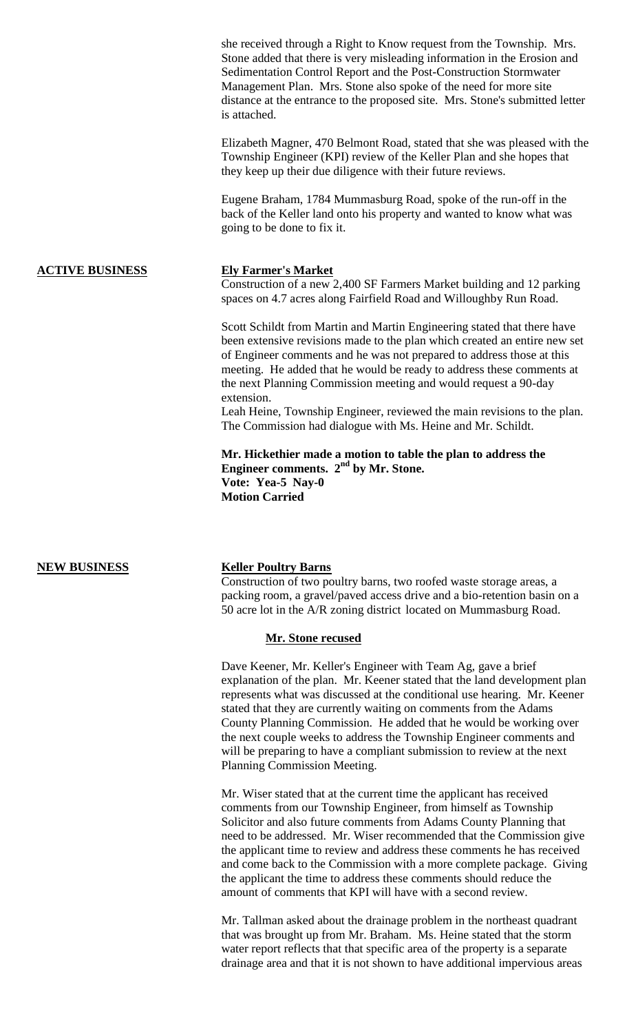she received through a Right to Know request from the Township. Mrs. Stone added that there is very misleading information in the Erosion and Sedimentation Control Report and the Post-Construction Stormwater Management Plan. Mrs. Stone also spoke of the need for more site distance at the entrance to the proposed site. Mrs. Stone's submitted letter is attached.

Elizabeth Magner, 470 Belmont Road, stated that she was pleased with the Township Engineer (KPI) review of the Keller Plan and she hopes that they keep up their due diligence with their future reviews.

Eugene Braham, 1784 Mummasburg Road, spoke of the run-off in the back of the Keller land onto his property and wanted to know what was going to be done to fix it.

**ACTIVE BUSINESS**

**Ely Farmer's Market**

Construction of a new 2,400 SF Farmers Market building and 12 parking spaces on 4.7 acres along Fairfield Road and Willoughby Run Road.

Scott Schildt from Martin and Martin Engineering stated that there have been extensive revisions made to the plan which created an entire new set of Engineer comments and he was not prepared to address those at this meeting. He added that he would be ready to address these comments at the next Planning Commission meeting and would request a 90-day extension.

Leah Heine, Township Engineer, reviewed the main revisions to the plan. The Commission had dialogue with Ms. Heine and Mr. Schildt.

**Mr. Hickethier made a motion to table the plan to address the Engineer comments. 2nd by Mr. Stone.**
**Vote: Yea-5 Nay-0**
**Motion Carried**

**NEW BUSINESS**

**Keller Poultry Barns**

Construction of two poultry barns, two roofed waste storage areas, a packing room, a gravel/paved access drive and a bio-retention basin on a 50 acre lot in the A/R zoning district located on Mummasburg Road.

**Mr. Stone recused**

Dave Keener, Mr. Keller's Engineer with Team Ag, gave a brief explanation of the plan. Mr. Keener stated that the land development plan represents what was discussed at the conditional use hearing. Mr. Keener stated that they are currently waiting on comments from the Adams County Planning Commission. He added that he would be working over the next couple weeks to address the Township Engineer comments and will be preparing to have a compliant submission to review at the next Planning Commission Meeting.

Mr. Wiser stated that at the current time the applicant has received comments from our Township Engineer, from himself as Township Solicitor and also future comments from Adams County Planning that need to be addressed. Mr. Wiser recommended that the Commission give the applicant time to review and address these comments he has received and come back to the Commission with a more complete package. Giving the applicant the time to address these comments should reduce the amount of comments that KPI will have with a second review.

Mr. Tallman asked about the drainage problem in the northeast quadrant that was brought up from Mr. Braham. Ms. Heine stated that the storm water report reflects that that specific area of the property is a separate drainage area and that it is not shown to have additional impervious areas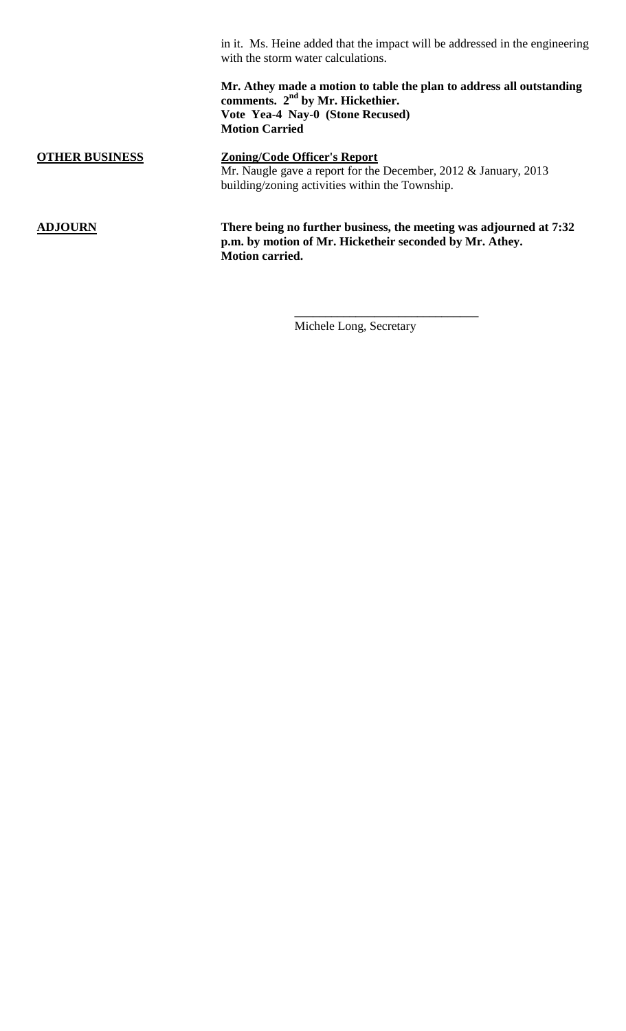in it. Ms. Heine added that the impact will be addressed in the engineering with the storm water calculations.

**Mr. Athey made a motion to table the plan to address all outstanding comments. 2nd by Mr. Hickethier.**
**Vote Yea-4 Nay-0 (Stone Recused)**
**Motion Carried**

**OTHER BUSINESS**

**Zoning/Code Officer's Report**
Mr. Naugle gave a report for the December, 2012 & January, 2013 building/zoning activities within the Township.

**ADJOURN**

**There being no further business, the meeting was adjourned at 7:32 p.m. by motion of Mr. Hicketheir seconded by Mr. Athey.**
**Motion carried.**

\_\_\_\_\_\_\_\_\_\_\_\_\_\_\_\_\_\_\_\_\_\_\_\_\_\_\_\_\_\_
Michele Long, Secretary